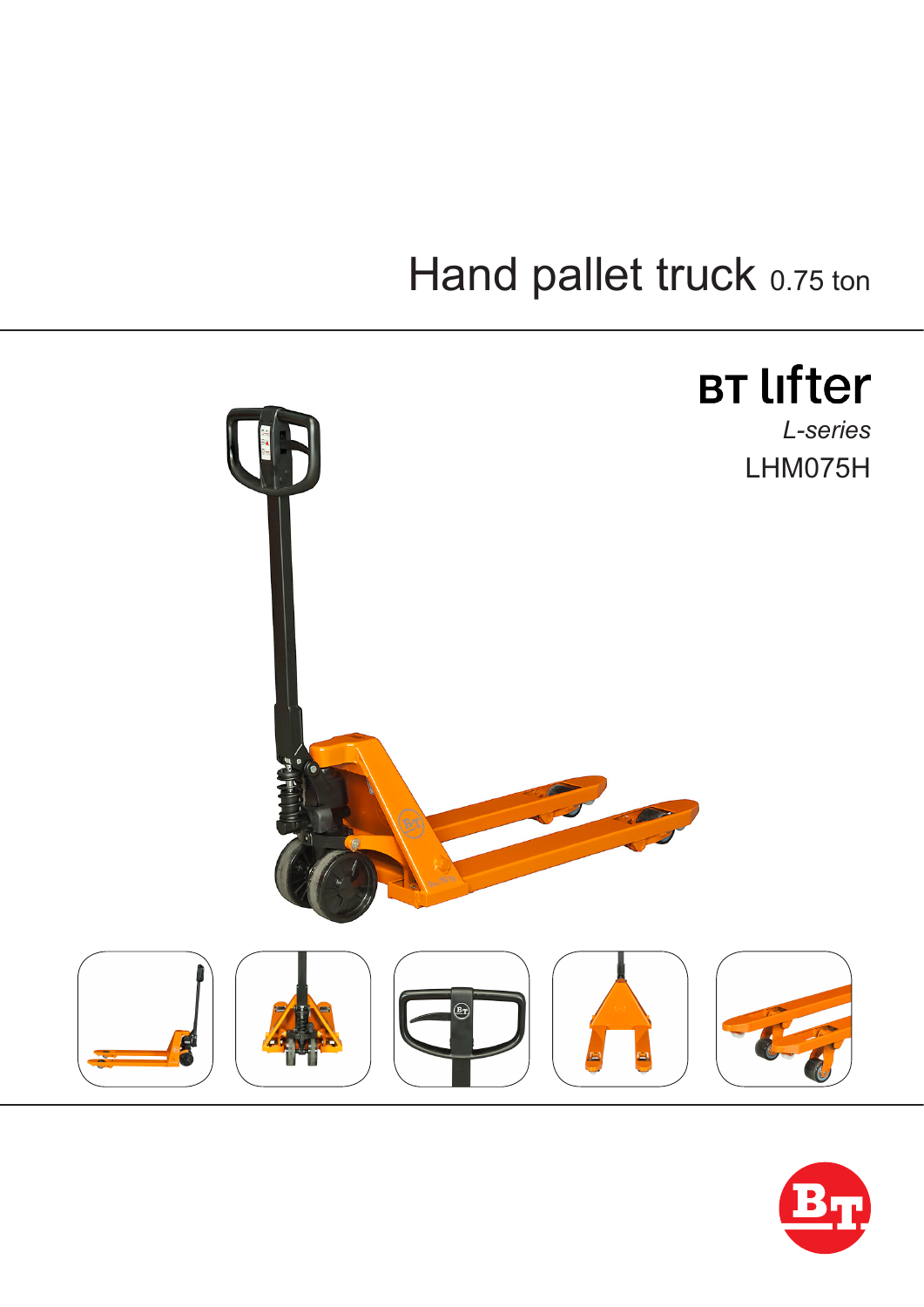# Hand pallet truck 0.75 ton

**BT lifter**

*L-series*

LHM075H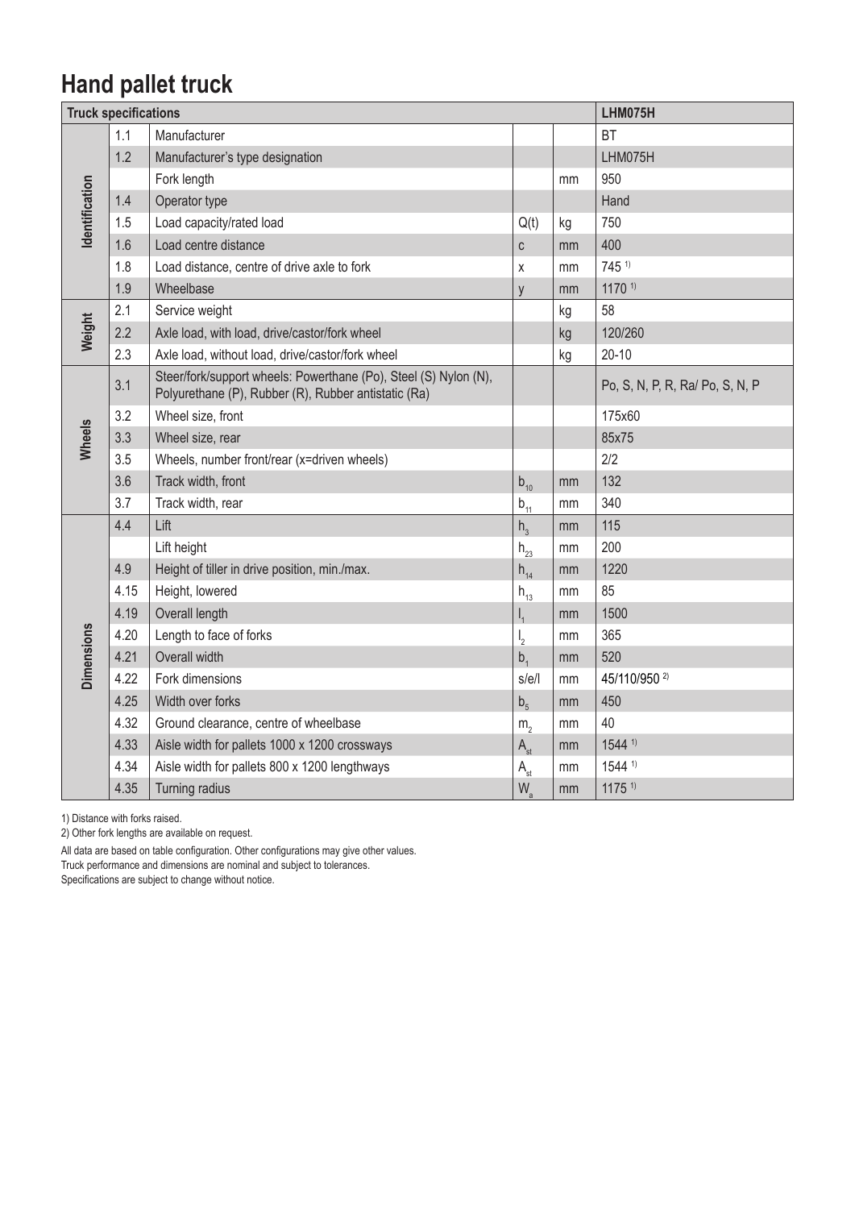# Hand pallet truck

| Truck specifications | | | | | LHM075H |
|---|---|---|---|---|---|
| Identification | 1.1 | Manufacturer | | | BT |
| | 1.2 | Manufacturer's type designation | | | LHM075H |
| | | Fork length | | mm | 950 |
| | 1.4 | Operator type | | | Hand |
| | 1.5 | Load capacity/rated load | Q(t) | kg | 750 |
| | 1.6 | Load centre distance | c | mm | 400 |
| | 1.8 | Load distance, centre of drive axle to fork | x | mm | 745 [1] |
| | 1.9 | Wheelbase | y | mm | 1170 [1] |
| Weight | 2.1 | Service weight | | kg | 58 |
| | 2.2 | Axle load, with load, drive/castor/fork wheel | | kg | 120/260 |
| | 2.3 | Axle load, without load, drive/castor/fork wheel | | kg | 20-10 |
| Wheels | 3.1 | Steer/fork/support wheels: Powerthane (Po), Steel (S) Nylon (N), Polyurethane (P), Rubber (R), Rubber antistatic (Ra) | | | Po, S, N, P, R, Ra/ Po, S, N, P |
| | 3.2 | Wheel size, front | | | 175x60 |
| | 3.3 | Wheel size, rear | | | 85x75 |
| | 3.5 | Wheels, number front/rear (x=driven wheels) | | | 2/2 |
| | 3.6 | Track width, front | $b_{10}$ | mm | 132 |
| | 3.7 | Track width, rear | $b_{11}$ | mm | 340 |
| Dimensions | 4.4 | Lift | $h_3$ | mm | 115 |
| | | Lift height | $h_{23}$ | mm | 200 |
| | 4.9 | Height of tiller in drive position, min./max. | $h_{14}$ | mm | 1220 |
| | 4.15 | Height, lowered | $h_{13}$ | mm | 85 |
| | 4.19 | Overall length | $l_1$ | mm | 1500 |
| | 4.20 | Length to face of forks | $l_2$ | mm | 365 |
| | 4.21 | Overall width | $b_1$ | mm | 520 |
| | 4.22 | Fork dimensions | s/e/l | mm | 45/110/950 [2] |
| | 4.25 | Width over forks | $b_5$ | mm | 450 |
| | 4.32 | Ground clearance, centre of wheelbase | $m_2$ | mm | 40 |
| | 4.33 | Aisle width for pallets 1000 x 1200 crossways | $A_{st}$ | mm | 1544 [1] |
| | 4.34 | Aisle width for pallets 800 x 1200 lengthways | $A_{st}$ | mm | 1544 [1] |
| | 4.35 | Turning radius | $W_a$ | mm | 1175 [1] |

1) Distance with forks raised.

2) Other fork lengths are available on request.

All data are based on table configuration. Other configurations may give other values.
Truck performance and dimensions are nominal and subject to tolerances.
Specifications are subject to change without notice.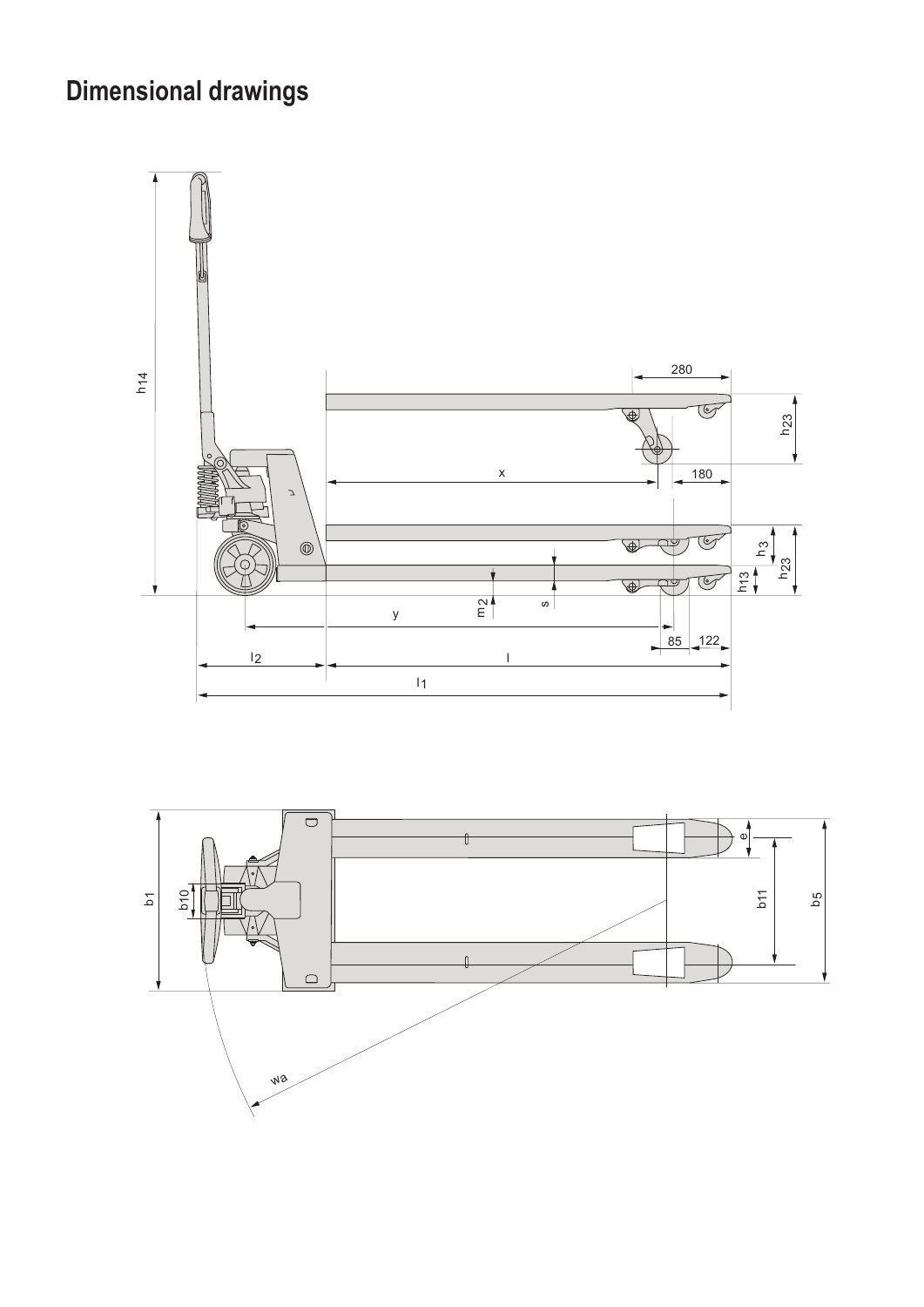# Dimensional drawings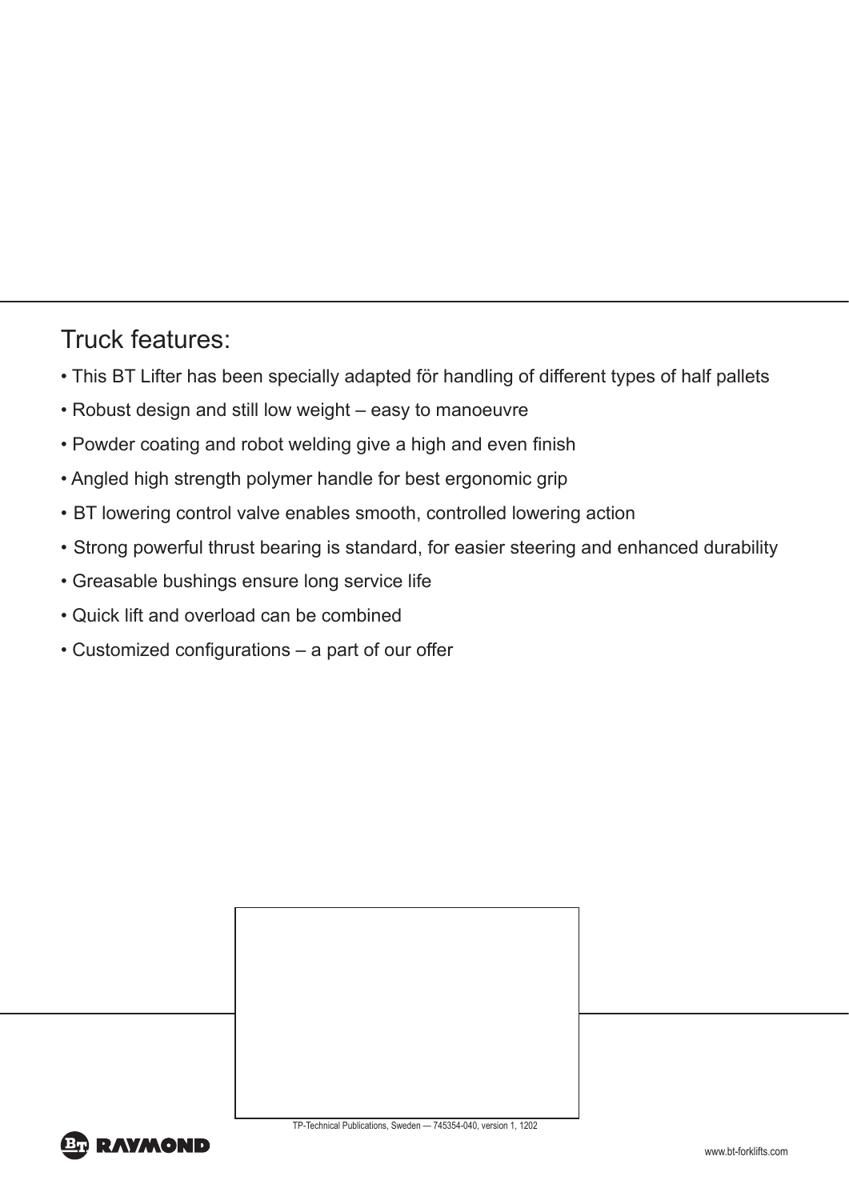## Truck features:

- This BT Lifter has been specially adapted för handling of different types of half pallets
- Robust design and still low weight – easy to manoeuvre
- Powder coating and robot welding give a high and even finish
- Angled high strength polymer handle for best ergonomic grip
- BT lowering control valve enables smooth, controlled lowering action
- Strong powerful thrust bearing is standard, for easier steering and enhanced durability
- Greasable bushings ensure long service life
- Quick lift and overload can be combined
- Customized configurations – a part of our offer

TP-Technical Publications, Sweden — 745354-040, version 1, 1202

BT RAYMOND

www.bt-forklifts.com